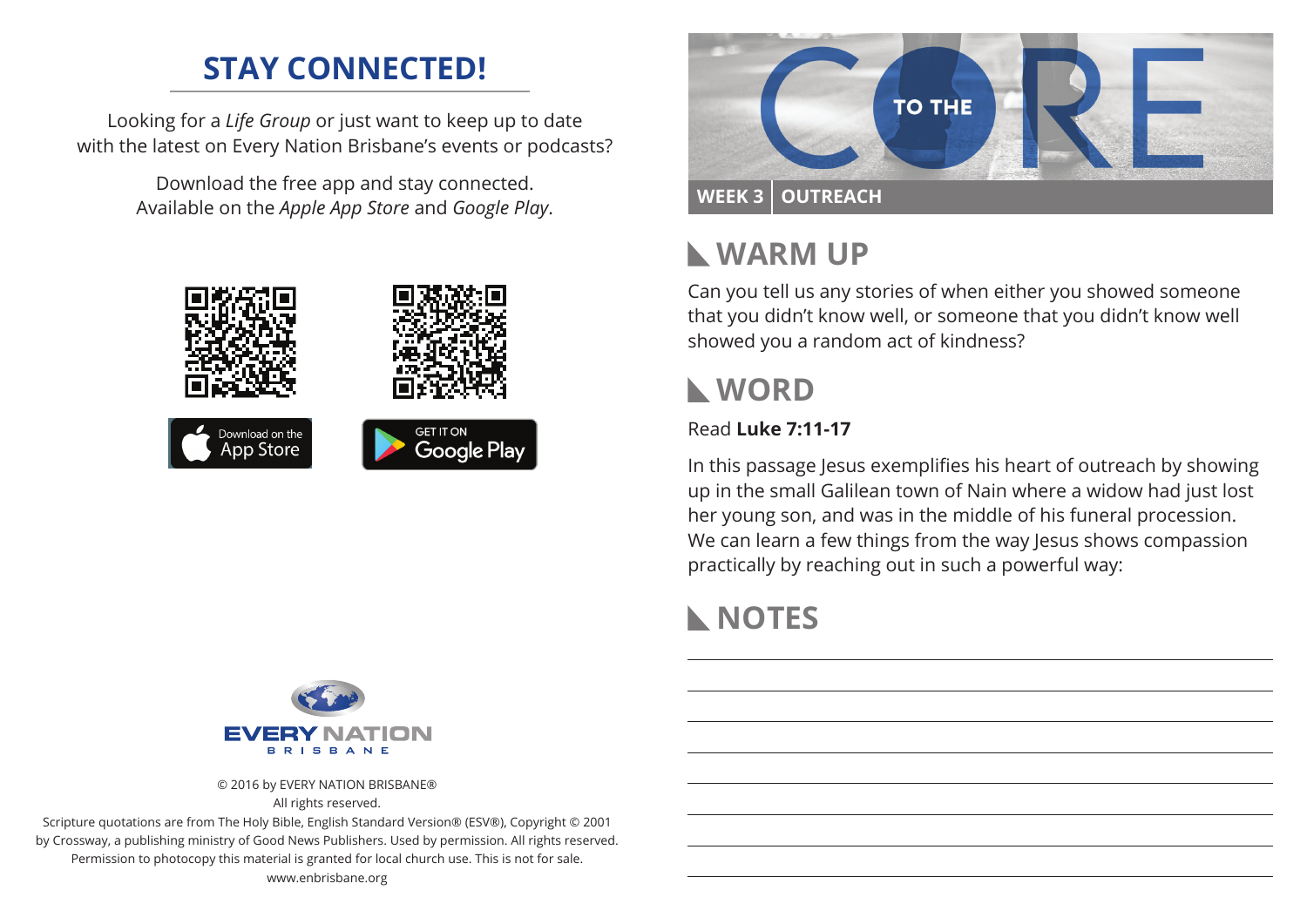## STAY CONNECTED!

Looking for a *Life Group* or just want to keep up to date with the latest on Every Nation Brisbane's events or podcasts?

Download the free app and stay connected. Available on the *Apple App Store* and *Google Play*.

Download on the App Store

GET IT ON Google Play

EVERY NATION BRISBANE

© 2016 by EVERY NATION BRISBANE®
All rights reserved.
Scripture quotations are from The Holy Bible, English Standard Version® (ESV®), Copyright © 2001 by Crossway, a publishing ministry of Good News Publishers. Used by permission. All rights reserved. Permission to photocopy this material is granted for local church use. This is not for sale.
www.enbrisbane.org

# TO THE CORE

**WEEK 3 | OUTREACH**

## WARM UP

Can you tell us any stories of when either you showed someone that you didn't know well, or someone that you didn't know well showed you a random act of kindness?

## WORD

Read **Luke 7:11-17**

In this passage Jesus exemplifies his heart of outreach by showing up in the small Galilean town of Nain where a widow had just lost her young son, and was in the middle of his funeral procession. We can learn a few things from the way Jesus shows compassion practically by reaching out in such a powerful way:

## NOTES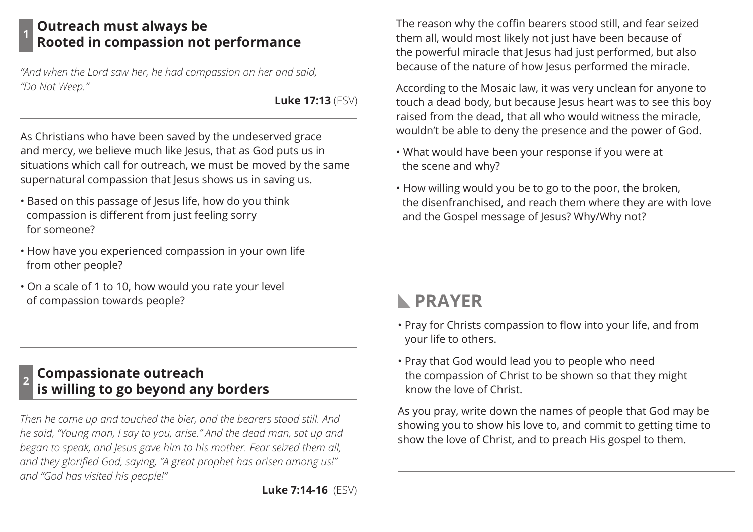## 1 Outreach must always be Rooted in compassion not performance

*"And when the Lord saw her, he had compassion on her and said, "Do Not Weep."*

**Luke 17:13** (ESV)

As Christians who have been saved by the undeserved grace and mercy, we believe much like Jesus, that as God puts us in situations which call for outreach, we must be moved by the same supernatural compassion that Jesus shows us in saving us.

- Based on this passage of Jesus life, how do you think compassion is different from just feeling sorry for someone?
- How have you experienced compassion in your own life from other people?
- On a scale of 1 to 10, how would you rate your level of compassion towards people?

## 2 Compassionate outreach is willing to go beyond any borders

*Then he came up and touched the bier, and the bearers stood still. And he said, "Young man, I say to you, arise." And the dead man, sat up and began to speak, and Jesus gave him to his mother. Fear seized them all, and they glorified God, saying, "A great prophet has arisen among us!" and "God has visited his people!"*

**Luke 7:14-16** (ESV)

The reason why the coffin bearers stood still, and fear seized them all, would most likely not just have been because of the powerful miracle that Jesus had just performed, but also because of the nature of how Jesus performed the miracle.

According to the Mosaic law, it was very unclean for anyone to touch a dead body, but because Jesus heart was to see this boy raised from the dead, that all who would witness the miracle, wouldn't be able to deny the presence and the power of God.

- What would have been your response if you were at the scene and why?
- How willing would you be to go to the poor, the broken, the disenfranchised, and reach them where they are with love and the Gospel message of Jesus? Why/Why not?

## PRAYER

- Pray for Christs compassion to flow into your life, and from your life to others.
- Pray that God would lead you to people who need the compassion of Christ to be shown so that they might know the love of Christ.

As you pray, write down the names of people that God may be showing you to show his love to, and commit to getting time to show the love of Christ, and to preach His gospel to them.